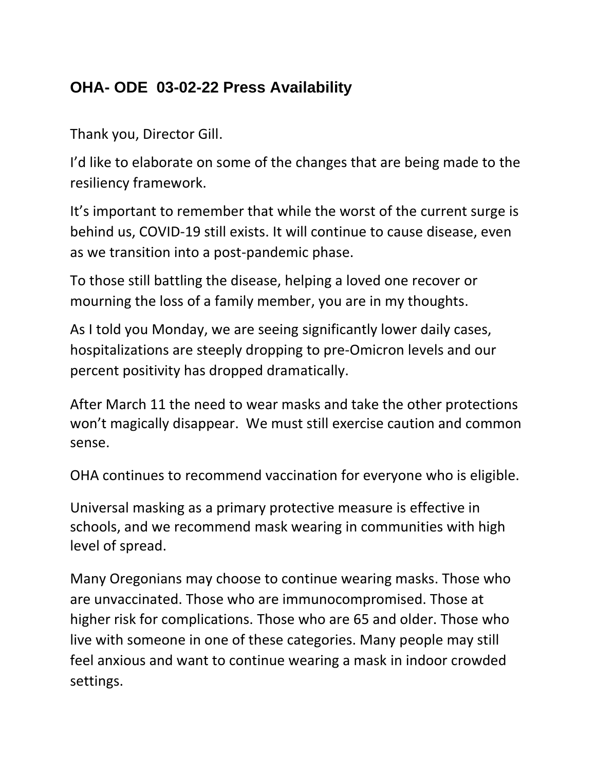# OHA- ODE 03-02-22 Press Availability

Thank you, Director Gill.

I'd like to elaborate on some of the changes that are being made to the resiliency framework.

It's important to remember that while the worst of the current surge is behind us, COVID-19 still exists. It will continue to cause disease, even as we transition into a post-pandemic phase.

To those still battling the disease, helping a loved one recover or mourning the loss of a family member, you are in my thoughts.

As I told you Monday, we are seeing significantly lower daily cases, hospitalizations are steeply dropping to pre-Omicron levels and our percent positivity has dropped dramatically.

After March 11 the need to wear masks and take the other protections won't magically disappear. We must still exercise caution and common sense.

OHA continues to recommend vaccination for everyone who is eligible.

Universal masking as a primary protective measure is effective in schools, and we recommend mask wearing in communities with high level of spread.

Many Oregonians may choose to continue wearing masks. Those who are unvaccinated. Those who are immunocompromised. Those at higher risk for complications. Those who are 65 and older. Those who live with someone in one of these categories. Many people may still feel anxious and want to continue wearing a mask in indoor crowded settings.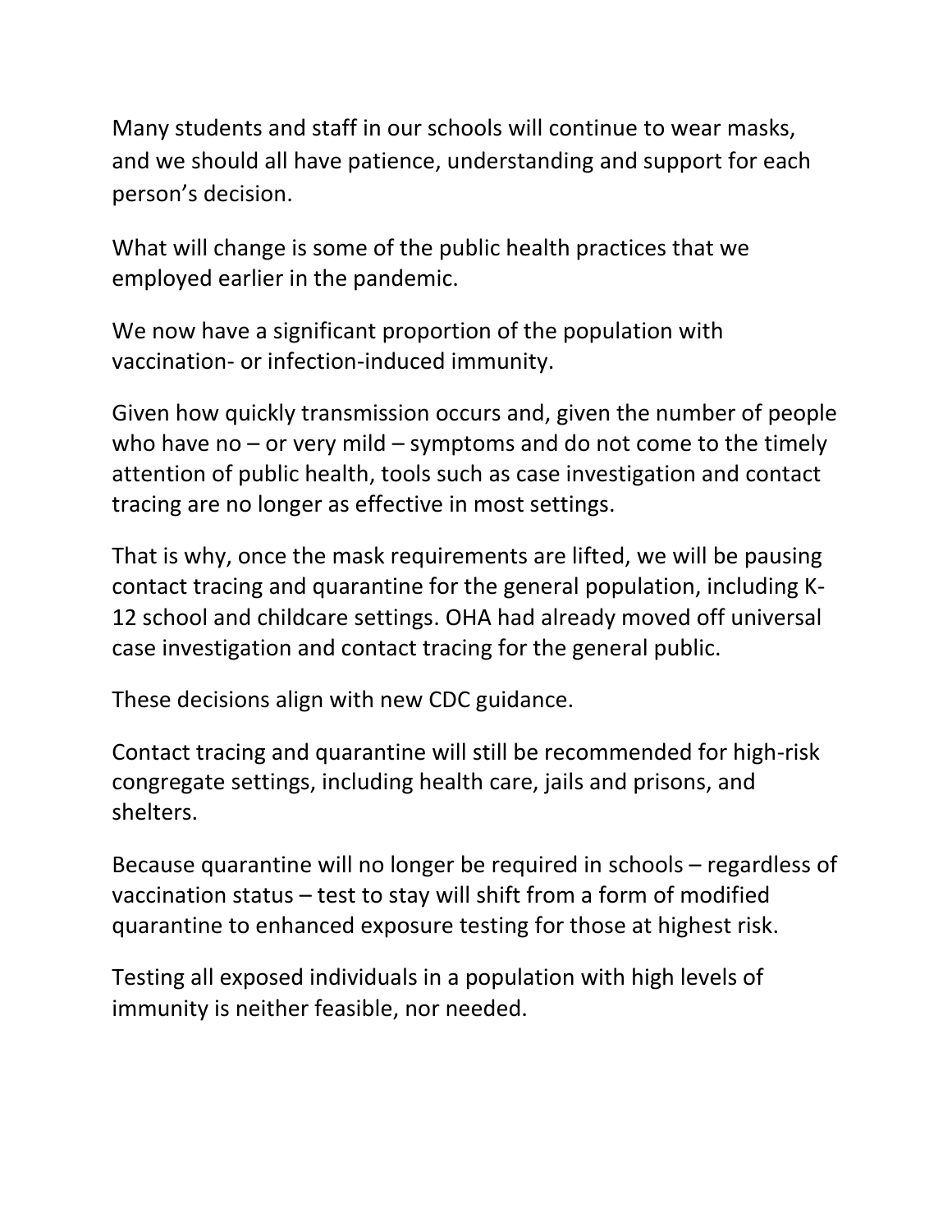Many students and staff in our schools will continue to wear masks, and we should all have patience, understanding and support for each person's decision.

What will change is some of the public health practices that we employed earlier in the pandemic.

We now have a significant proportion of the population with vaccination- or infection-induced immunity.

Given how quickly transmission occurs and, given the number of people who have no – or very mild – symptoms and do not come to the timely attention of public health, tools such as case investigation and contact tracing are no longer as effective in most settings.

That is why, once the mask requirements are lifted, we will be pausing contact tracing and quarantine for the general population, including K-12 school and childcare settings. OHA had already moved off universal case investigation and contact tracing for the general public.

These decisions align with new CDC guidance.

Contact tracing and quarantine will still be recommended for high-risk congregate settings, including health care, jails and prisons, and shelters.

Because quarantine will no longer be required in schools – regardless of vaccination status – test to stay will shift from a form of modified quarantine to enhanced exposure testing for those at highest risk.

Testing all exposed individuals in a population with high levels of immunity is neither feasible, nor needed.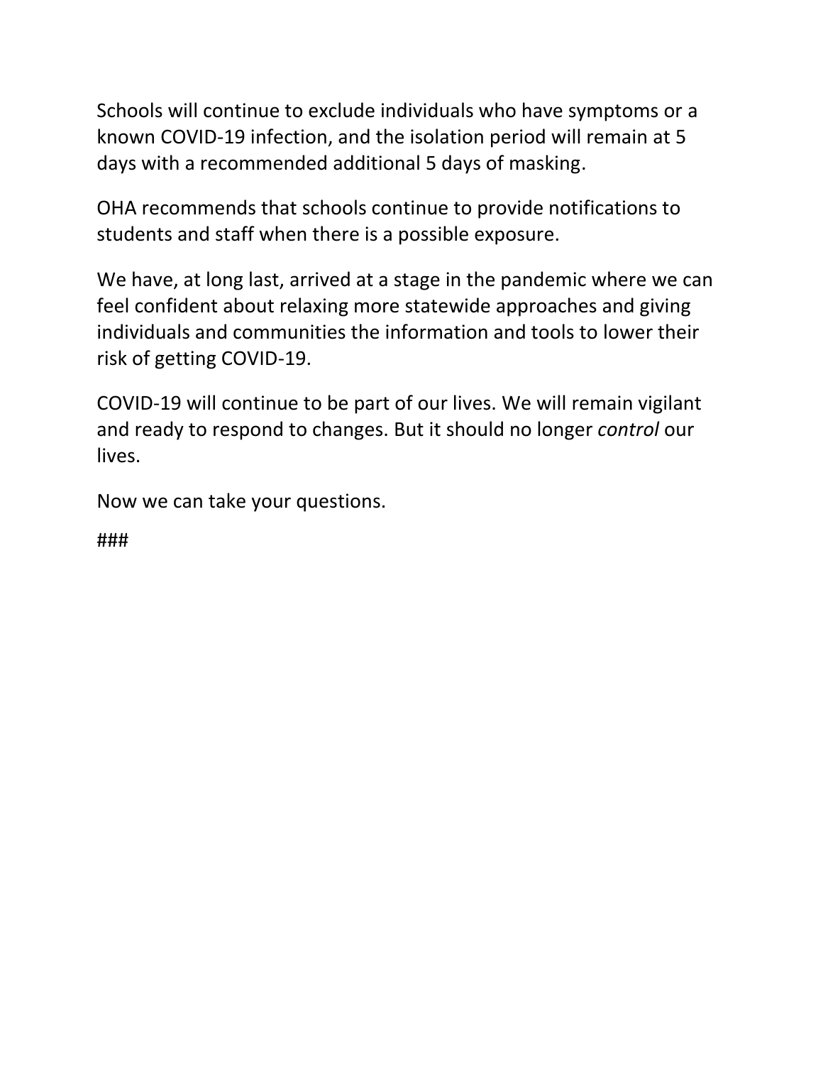Schools will continue to exclude individuals who have symptoms or a known COVID-19 infection, and the isolation period will remain at 5 days with a recommended additional 5 days of masking.

OHA recommends that schools continue to provide notifications to students and staff when there is a possible exposure.

We have, at long last, arrived at a stage in the pandemic where we can feel confident about relaxing more statewide approaches and giving individuals and communities the information and tools to lower their risk of getting COVID-19.

COVID-19 will continue to be part of our lives. We will remain vigilant and ready to respond to changes. But it should no longer *control* our lives.

Now we can take your questions.

###